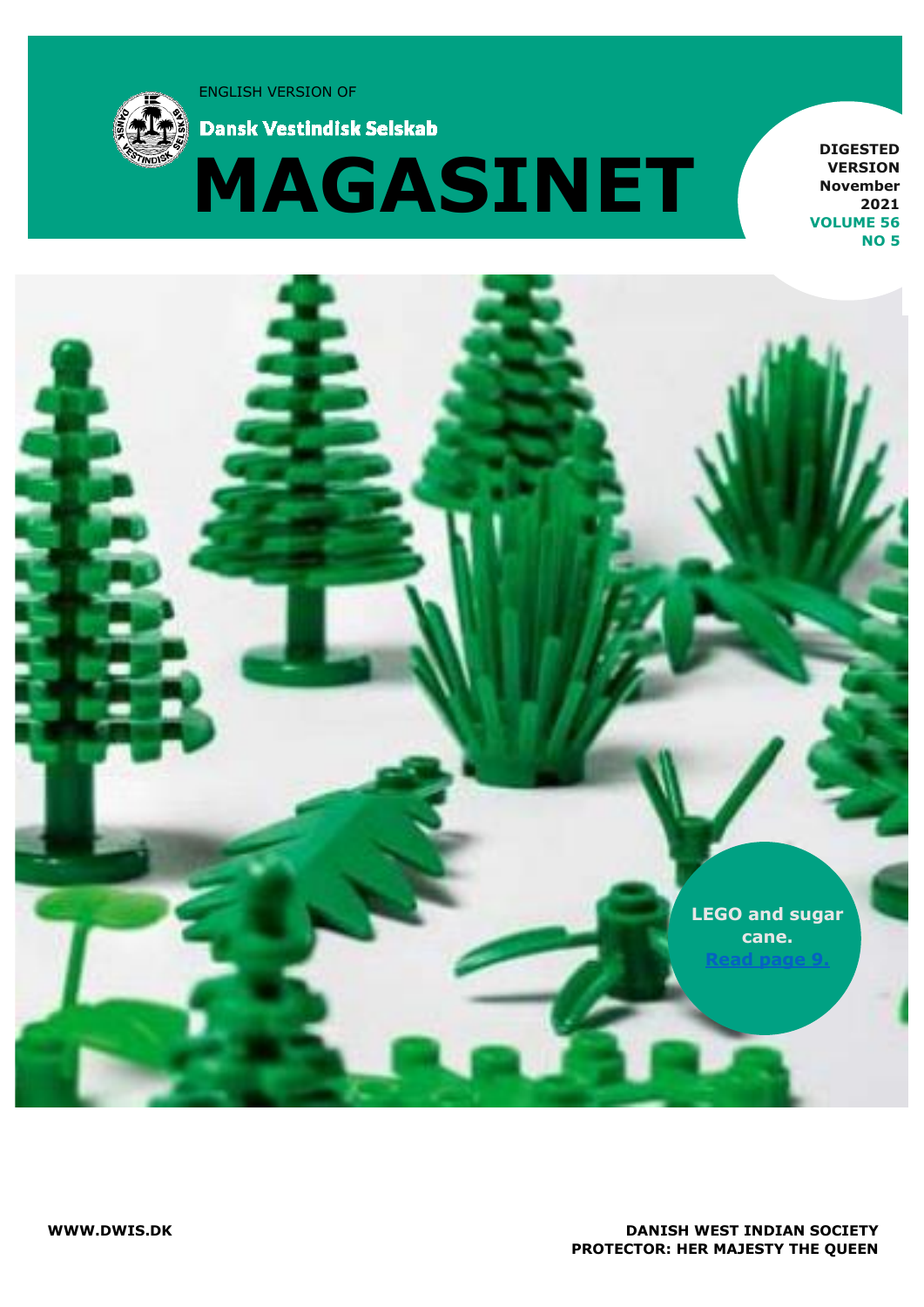ENGLISH VERSION OF

**Dansk Vestindisk Selskab**

# MAGASINET

**DIGESTED VERSION**
**November 2021**
**VOLUME 56**
**NO 5**

**LEGO and sugar cane.**
[Read page 9.]

**WWW.DWIS.DK**

**DANISH WEST INDIAN SOCIETY**
**PROTECTOR: HER MAJESTY THE QUEEN**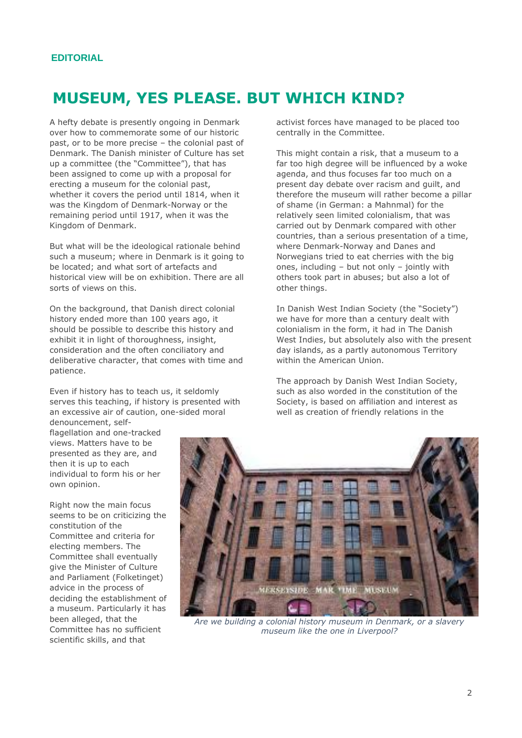EDITORIAL

# MUSEUM, YES PLEASE. BUT WHICH KIND?

A hefty debate is presently ongoing in Denmark over how to commemorate some of our historic past, or to be more precise – the colonial past of Denmark. The Danish minister of Culture has set up a committee (the "Committee"), that has been assigned to come up with a proposal for erecting a museum for the colonial past, whether it covers the period until 1814, when it was the Kingdom of Denmark-Norway or the remaining period until 1917, when it was the Kingdom of Denmark.

But what will be the ideological rationale behind such a museum; where in Denmark is it going to be located; and what sort of artefacts and historical view will be on exhibition. There are all sorts of views on this.

On the background, that Danish direct colonial history ended more than 100 years ago, it should be possible to describe this history and exhibit it in light of thoroughness, insight, consideration and the often conciliatory and deliberative character, that comes with time and patience.

Even if history has to teach us, it seldomly serves this teaching, if history is presented with an excessive air of caution, one-sided moral denouncement, self-flagellation and one-tracked views. Matters have to be presented as they are, and then it is up to each individual to form his or her own opinion.

Right now the main focus seems to be on criticizing the constitution of the Committee and criteria for electing members. The Committee shall eventually give the Minister of Culture and Parliament (Folketinget) advice in the process of deciding the establishment of a museum. Particularly it has been alleged, that the Committee has no sufficient scientific skills, and that activist forces have managed to be placed too centrally in the Committee.

This might contain a risk, that a museum to a far too high degree will be influenced by a woke agenda, and thus focuses far too much on a present day debate over racism and guilt, and therefore the museum will rather become a pillar of shame (in German: a Mahnmal) for the relatively seen limited colonialism, that was carried out by Denmark compared with other countries, than a serious presentation of a time, where Denmark-Norway and Danes and Norwegians tried to eat cherries with the big ones, including – but not only – jointly with others took part in abuses; but also a lot of other things.

In Danish West Indian Society (the "Society") we have for more than a century dealt with colonialism in the form, it had in The Danish West Indies, but absolutely also with the present day islands, as a partly autonomous Territory within the American Union.

The approach by Danish West Indian Society, such as also worded in the constitution of the Society, is based on affiliation and interest as well as creation of friendly relations in the

*Are we building a colonial history museum in Denmark, or a slavery museum like the one in Liverpool?*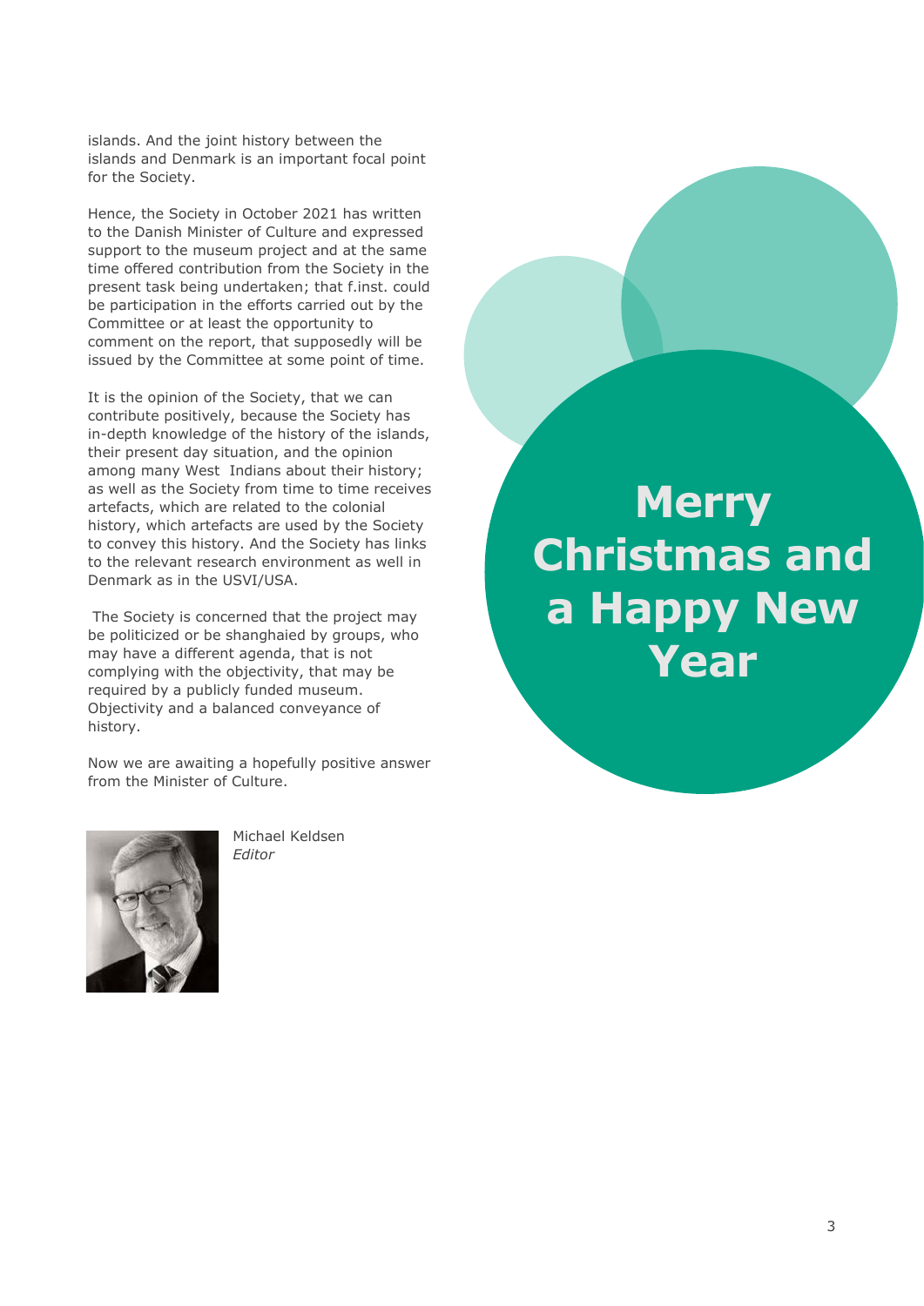islands. And the joint history between the islands and Denmark is an important focal point for the Society.

Hence, the Society in October 2021 has written to the Danish Minister of Culture and expressed support to the museum project and at the same time offered contribution from the Society in the present task being undertaken; that f.inst. could be participation in the efforts carried out by the Committee or at least the opportunity to comment on the report, that supposedly will be issued by the Committee at some point of time.

It is the opinion of the Society, that we can contribute positively, because the Society has in-depth knowledge of the history of the islands, their present day situation, and the opinion among many West Indians about their history; as well as the Society from time to time receives artefacts, which are related to the colonial history, which artefacts are used by the Society to convey this history. And the Society has links to the relevant research environment as well in Denmark as in the USVI/USA.

The Society is concerned that the project may be politicized or be shanghaied by groups, who may have a different agenda, that is not complying with the objectivity, that may be required by a publicly funded museum. Objectivity and a balanced conveyance of history.

Now we are awaiting a hopefully positive answer from the Minister of Culture.

Michael Keldsen
*Editor*

**Merry Christmas and a Happy New Year**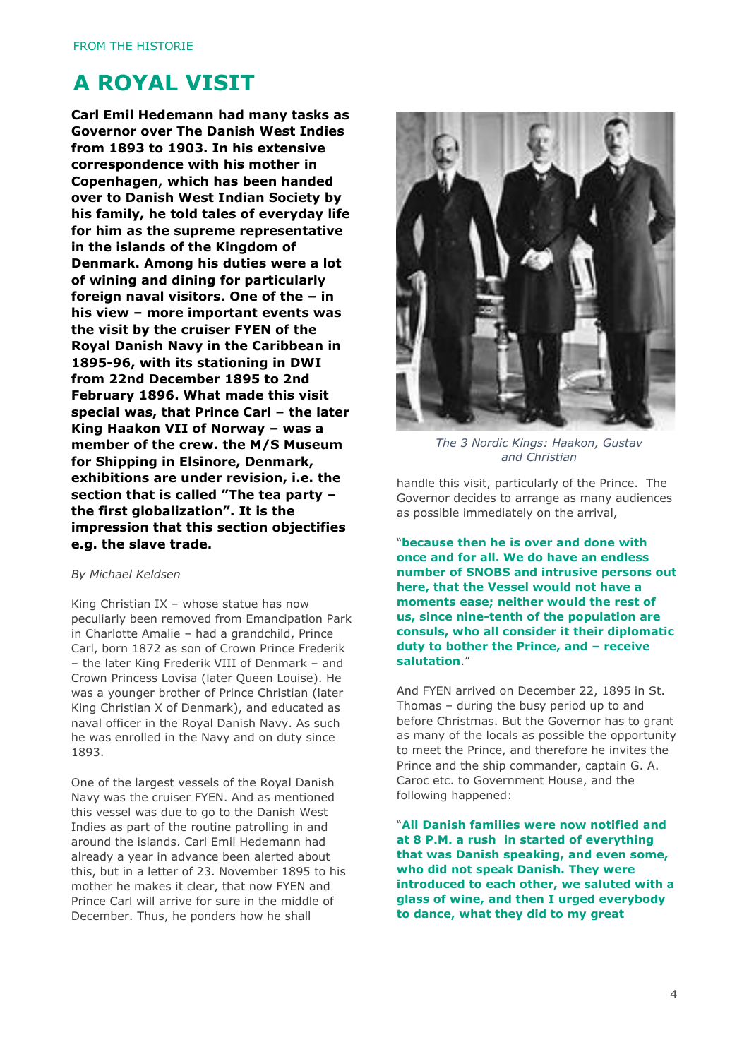FROM THE HISTORIE

# A ROYAL VISIT

**Carl Emil Hedemann had many tasks as Governor over The Danish West Indies from 1893 to 1903. In his extensive correspondence with his mother in Copenhagen, which has been handed over to Danish West Indian Society by his family, he told tales of everyday life for him as the supreme representative in the islands of the Kingdom of Denmark. Among his duties were a lot of wining and dining for particularly foreign naval visitors. One of the – in his view – more important events was the visit by the cruiser FYEN of the Royal Danish Navy in the Caribbean in 1895-96, with its stationing in DWI from 22nd December 1895 to 2nd February 1896. What made this visit special was, that Prince Carl – the later King Haakon VII of Norway – was a member of the crew. the M/S Museum for Shipping in Elsinore, Denmark, exhibitions are under revision, i.e. the section that is called "The tea party – the first globalization". It is the impression that this section objectifies e.g. the slave trade.**

*By Michael Keldsen*

King Christian IX – whose statue has now peculiarly been removed from Emancipation Park in Charlotte Amalie – had a grandchild, Prince Carl, born 1872 as son of Crown Prince Frederik – the later King Frederik VIII of Denmark – and Crown Princess Lovisa (later Queen Louise). He was a younger brother of Prince Christian (later King Christian X of Denmark), and educated as naval officer in the Royal Danish Navy. As such he was enrolled in the Navy and on duty since 1893.

One of the largest vessels of the Royal Danish Navy was the cruiser FYEN. And as mentioned this vessel was due to go to the Danish West Indies as part of the routine patrolling in and around the islands. Carl Emil Hedemann had already a year in advance been alerted about this, but in a letter of 23. November 1895 to his mother he makes it clear, that now FYEN and Prince Carl will arrive for sure in the middle of December. Thus, he ponders how he shall handle this visit, particularly of the Prince. The Governor decides to arrange as many audiences as possible immediately on the arrival,

*The 3 Nordic Kings: Haakon, Gustav and Christian*

"**because then he is over and done with once and for all. We do have an endless number of SNOBS and intrusive persons out here, that the Vessel would not have a moments ease; neither would the rest of us, since nine-tenth of the population are consuls, who all consider it their diplomatic duty to bother the Prince, and – receive salutation**."

And FYEN arrived on December 22, 1895 in St. Thomas – during the busy period up to and before Christmas. But the Governor has to grant as many of the locals as possible the opportunity to meet the Prince, and therefore he invites the Prince and the ship commander, captain G. A. Caroc etc. to Government House, and the following happened:

"**All Danish families were now notified and at 8 P.M. a rush in started of everything that was Danish speaking, and even some, who did not speak Danish. They were introduced to each other, we saluted with a glass of wine, and then I urged everybody to dance, what they did to my great**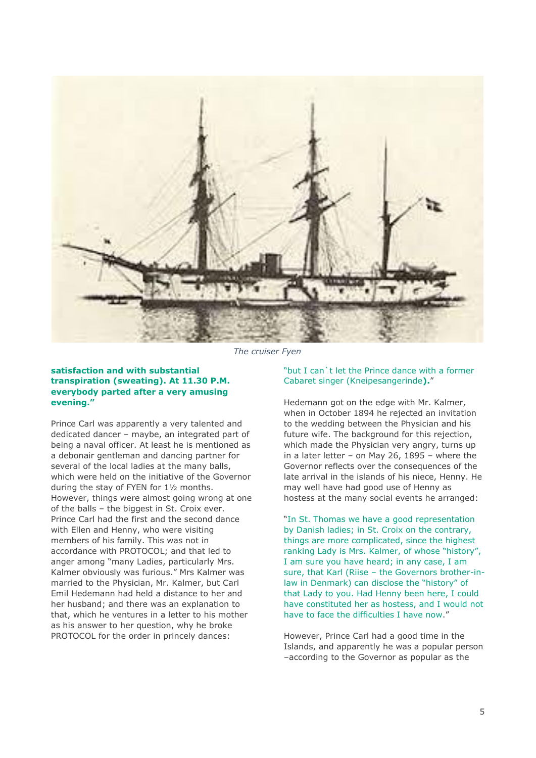*The cruiser Fyen*

**satisfaction and with substantial transpiration (sweating). At 11.30 P.M. everybody parted after a very amusing evening."**

Prince Carl was apparently a very talented and dedicated dancer – maybe, an integrated part of being a naval officer. At least he is mentioned as a debonair gentleman and dancing partner for several of the local ladies at the many balls, which were held on the initiative of the Governor during the stay of FYEN for 1½ months. However, things were almost going wrong at one of the balls – the biggest in St. Croix ever. Prince Carl had the first and the second dance with Ellen and Henny, who were visiting members of his family. This was not in accordance with PROTOCOL; and that led to anger among "many Ladies, particularly Mrs. Kalmer obviously was furious." Mrs Kalmer was married to the Physician, Mr. Kalmer, but Carl Emil Hedemann had held a distance to her and her husband; and there was an explanation to that, which he ventures in a letter to his mother as his answer to her question, why he broke PROTOCOL for the order in princely dances:

"but I can`t let the Prince dance with a former Cabaret singer (Kneipesangerinde**).**"

Hedemann got on the edge with Mr. Kalmer, when in October 1894 he rejected an invitation to the wedding between the Physician and his future wife. The background for this rejection, which made the Physician very angry, turns up in a later letter – on May 26, 1895 – where the Governor reflects over the consequences of the late arrival in the islands of his niece, Henny. He may well have had good use of Henny as hostess at the many social events he arranged:

"In St. Thomas we have a good representation by Danish ladies; in St. Croix on the contrary, things are more complicated, since the highest ranking Lady is Mrs. Kalmer, of whose "history", I am sure you have heard; in any case, I am sure, that Karl (Riise – the Governors brother-in-law in Denmark) can disclose the "history" of that Lady to you. Had Henny been here, I could have constituted her as hostess, and I would not have to face the difficulties I have now."

However, Prince Carl had a good time in the Islands, and apparently he was a popular person –according to the Governor as popular as the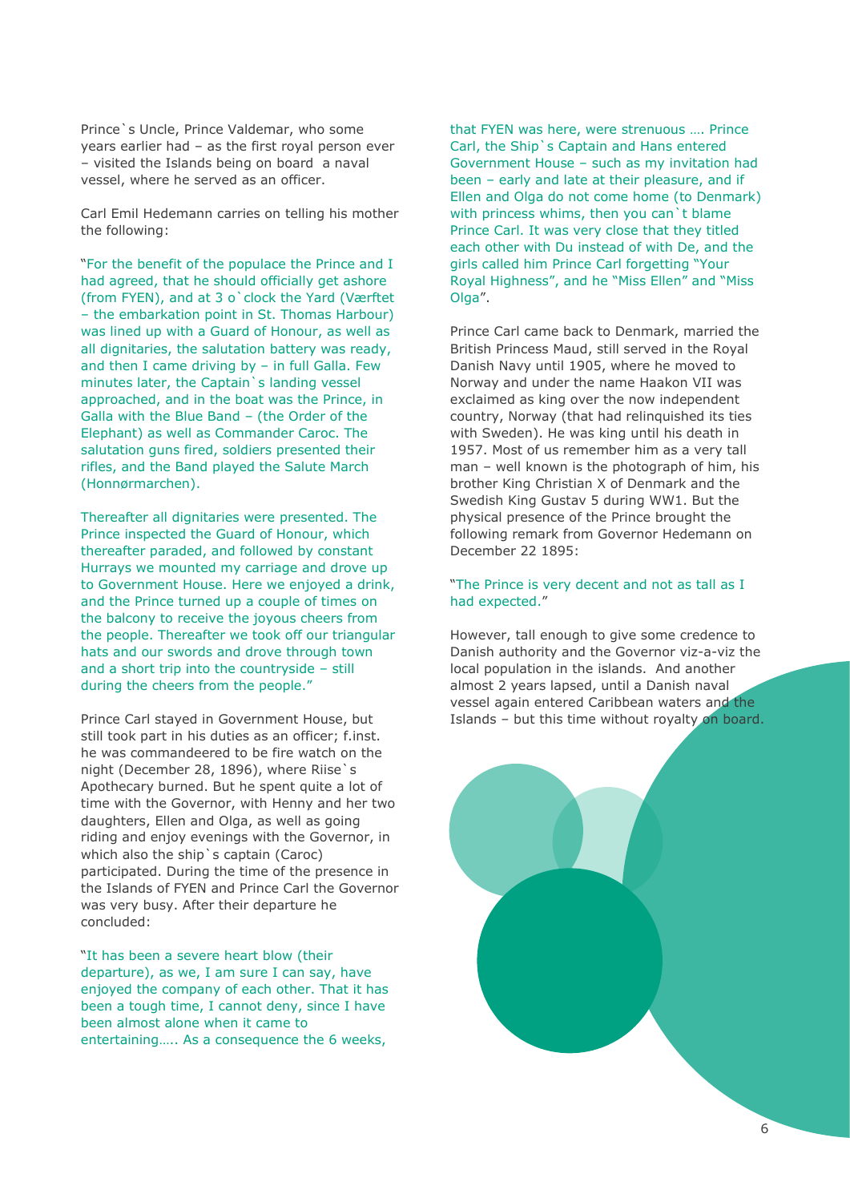Prince`s Uncle, Prince Valdemar, who some years earlier had – as the first royal person ever – visited the Islands being on board a naval vessel, where he served as an officer.

Carl Emil Hedemann carries on telling his mother the following:

"For the benefit of the populace the Prince and I had agreed, that he should officially get ashore (from FYEN), and at 3 o`clock the Yard (Værftet – the embarkation point in St. Thomas Harbour) was lined up with a Guard of Honour, as well as all dignitaries, the salutation battery was ready, and then I came driving by – in full Galla. Few minutes later, the Captain`s landing vessel approached, and in the boat was the Prince, in Galla with the Blue Band – (the Order of the Elephant) as well as Commander Caroc. The salutation guns fired, soldiers presented their rifles, and the Band played the Salute March (Honnørmarchen).

Thereafter all dignitaries were presented. The Prince inspected the Guard of Honour, which thereafter paraded, and followed by constant Hurrays we mounted my carriage and drove up to Government House. Here we enjoyed a drink, and the Prince turned up a couple of times on the balcony to receive the joyous cheers from the people. Thereafter we took off our triangular hats and our swords and drove through town and a short trip into the countryside – still during the cheers from the people."

Prince Carl stayed in Government House, but still took part in his duties as an officer; f.inst. he was commandeered to be fire watch on the night (December 28, 1896), where Riise`s Apothecary burned. But he spent quite a lot of time with the Governor, with Henny and her two daughters, Ellen and Olga, as well as going riding and enjoy evenings with the Governor, in which also the ship`s captain (Caroc) participated. During the time of the presence in the Islands of FYEN and Prince Carl the Governor was very busy. After their departure he concluded:

"It has been a severe heart blow (their departure), as we, I am sure I can say, have enjoyed the company of each other. That it has been a tough time, I cannot deny, since I have been almost alone when it came to entertaining….. As a consequence the 6 weeks, that FYEN was here, were strenuous …. Prince Carl, the Ship`s Captain and Hans entered Government House – such as my invitation had been – early and late at their pleasure, and if Ellen and Olga do not come home (to Denmark) with princess whims, then you can`t blame Prince Carl. It was very close that they titled each other with Du instead of with De, and the girls called him Prince Carl forgetting "Your Royal Highness", and he "Miss Ellen" and "Miss Olga".

Prince Carl came back to Denmark, married the British Princess Maud, still served in the Royal Danish Navy until 1905, where he moved to Norway and under the name Haakon VII was exclaimed as king over the now independent country, Norway (that had relinquished its ties with Sweden). He was king until his death in 1957. Most of us remember him as a very tall man – well known is the photograph of him, his brother King Christian X of Denmark and the Swedish King Gustav 5 during WW1. But the physical presence of the Prince brought the following remark from Governor Hedemann on December 22 1895:

"The Prince is very decent and not as tall as I had expected."

However, tall enough to give some credence to Danish authority and the Governor viz-a-viz the local population in the islands. And another almost 2 years lapsed, until a Danish naval vessel again entered Caribbean waters and the Islands – but this time without royalty on board.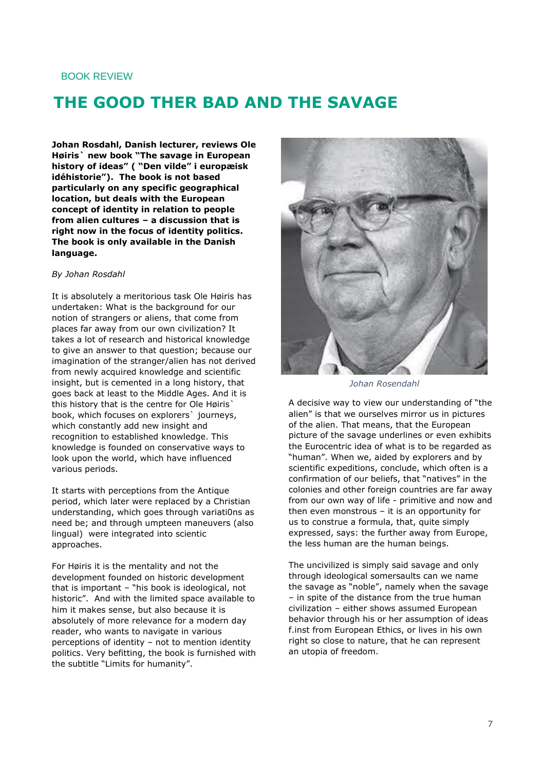BOOK REVIEW

# THE GOOD THER BAD AND THE SAVAGE

**Johan Rosdahl, Danish lecturer, reviews Ole Høiris` new book "The savage in European history of ideas" ( "Den vilde" i europæisk idéhistorie"). The book is not based particularly on any specific geographical location, but deals with the European concept of identity in relation to people from alien cultures – a discussion that is right now in the focus of identity politics. The book is only available in the Danish language.**

*By Johan Rosdahl*

It is absolutely a meritorious task Ole Høiris has undertaken: What is the background for our notion of strangers or aliens, that come from places far away from our own civilization? It takes a lot of research and historical knowledge to give an answer to that question; because our imagination of the stranger/alien has not derived from newly acquired knowledge and scientific insight, but is cemented in a long history, that goes back at least to the Middle Ages. And it is this history that is the centre for Ole Høiris` book, which focuses on explorers` journeys, which constantly add new insight and recognition to established knowledge. This knowledge is founded on conservative ways to look upon the world, which have influenced various periods.

It starts with perceptions from the Antique period, which later were replaced by a Christian understanding, which goes through variati0ns as need be; and through umpteen maneuvers (also lingual) were integrated into scientic approaches.

For Høiris it is the mentality and not the development founded on historic development that is important – "his book is ideological, not historic". And with the limited space available to him it makes sense, but also because it is absolutely of more relevance for a modern day reader, who wants to navigate in various perceptions of identity – not to mention identity politics. Very befitting, the book is furnished with the subtitle "Limits for humanity".

*Johan Rosendahl*

A decisive way to view our understanding of "the alien" is that we ourselves mirror us in pictures of the alien. That means, that the European picture of the savage underlines or even exhibits the Eurocentric idea of what is to be regarded as "human". When we, aided by explorers and by scientific expeditions, conclude, which often is a confirmation of our beliefs, that "natives" in the colonies and other foreign countries are far away from our own way of life - primitive and now and then even monstrous – it is an opportunity for us to construe a formula, that, quite simply expressed, says: the further away from Europe, the less human are the human beings.

The uncivilized is simply said savage and only through ideological somersaults can we name the savage as "noble", namely when the savage – in spite of the distance from the true human civilization – either shows assumed European behavior through his or her assumption of ideas f.inst from European Ethics, or lives in his own right so close to nature, that he can represent an utopia of freedom.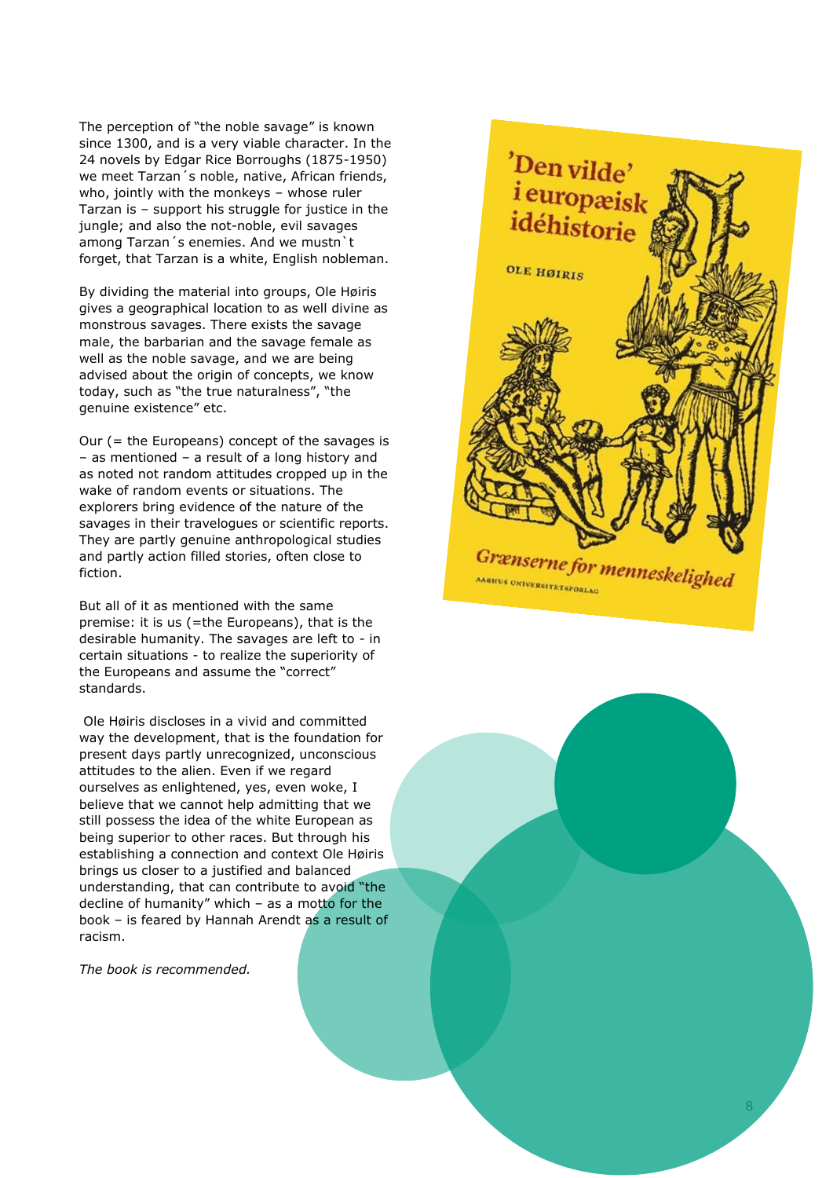The perception of "the noble savage" is known since 1300, and is a very viable character. In the 24 novels by Edgar Rice Borroughs (1875-1950) we meet Tarzan´s noble, native, African friends, who, jointly with the monkeys – whose ruler Tarzan is – support his struggle for justice in the jungle; and also the not-noble, evil savages among Tarzan´s enemies. And we mustn`t forget, that Tarzan is a white, English nobleman.

By dividing the material into groups, Ole Høiris gives a geographical location to as well divine as monstrous savages. There exists the savage male, the barbarian and the savage female as well as the noble savage, and we are being advised about the origin of concepts, we know today, such as "the true naturalness", "the genuine existence" etc.

Our (= the Europeans) concept of the savages is – as mentioned – a result of a long history and as noted not random attitudes cropped up in the wake of random events or situations. The explorers bring evidence of the nature of the savages in their travelogues or scientific reports. They are partly genuine anthropological studies and partly action filled stories, often close to fiction.

But all of it as mentioned with the same premise: it is us (=the Europeans), that is the desirable humanity. The savages are left to - in certain situations - to realize the superiority of the Europeans and assume the "correct" standards.

Ole Høiris discloses in a vivid and committed way the development, that is the foundation for present days partly unrecognized, unconscious attitudes to the alien. Even if we regard ourselves as enlightened, yes, even woke, I believe that we cannot help admitting that we still possess the idea of the white European as being superior to other races. But through his establishing a connection and context Ole Høiris brings us closer to a justified and balanced understanding, that can contribute to avoid "the decline of humanity" which – as a motto for the book – is feared by Hannah Arendt as a result of racism.

*The book is recommended.*

'Den vilde' i europæisk idéhistorie

OLE HØIRIS

Grænserne for menneskelighed

AARHUS UNIVERSITETSFORLAG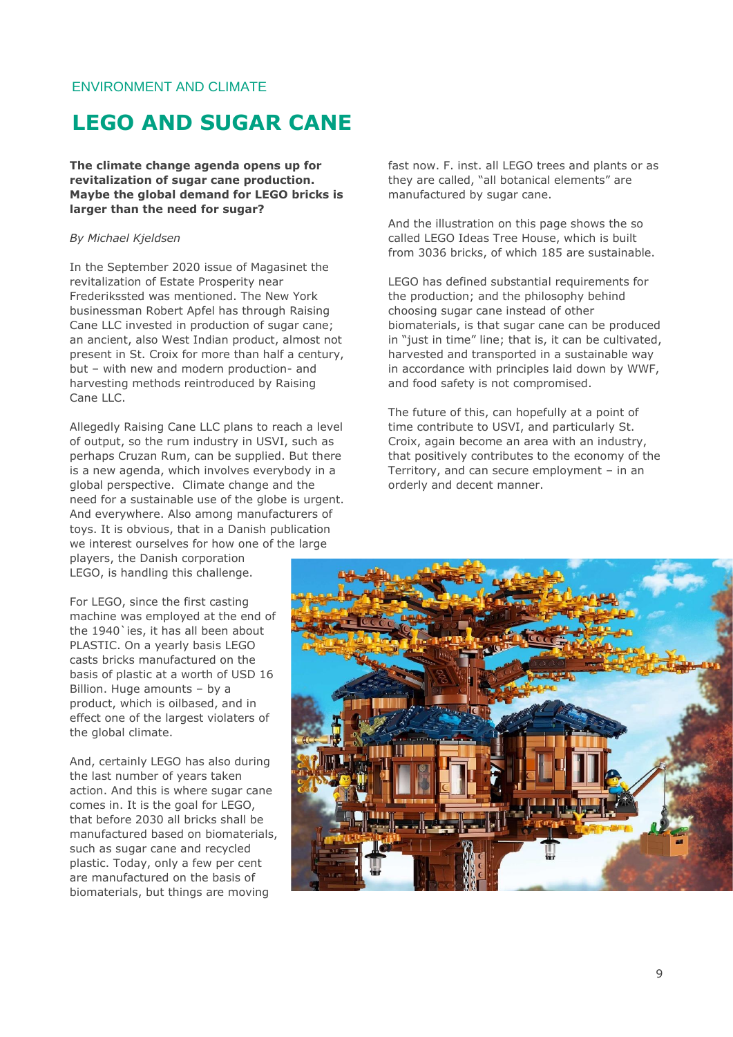ENVIRONMENT AND CLIMATE

# LEGO AND SUGAR CANE

**The climate change agenda opens up for revitalization of sugar cane production. Maybe the global demand for LEGO bricks is larger than the need for sugar?**

*By Michael Kjeldsen*

In the September 2020 issue of Magasinet the revitalization of Estate Prosperity near Frederikssted was mentioned. The New York businessman Robert Apfel has through Raising Cane LLC invested in production of sugar cane; an ancient, also West Indian product, almost not present in St. Croix for more than half a century, but – with new and modern production- and harvesting methods reintroduced by Raising Cane LLC.

Allegedly Raising Cane LLC plans to reach a level of output, so the rum industry in USVI, such as perhaps Cruzan Rum, can be supplied. But there is a new agenda, which involves everybody in a global perspective. Climate change and the need for a sustainable use of the globe is urgent. And everywhere. Also among manufacturers of toys. It is obvious, that in a Danish publication we interest ourselves for how one of the large players, the Danish corporation LEGO, is handling this challenge.

For LEGO, since the first casting machine was employed at the end of the 1940`ies, it has all been about PLASTIC. On a yearly basis LEGO casts bricks manufactured on the basis of plastic at a worth of USD 16 Billion. Huge amounts – by a product, which is oilbased, and in effect one of the largest violaters of the global climate.

And, certainly LEGO has also during the last number of years taken action. And this is where sugar cane comes in. It is the goal for LEGO, that before 2030 all bricks shall be manufactured based on biomaterials, such as sugar cane and recycled plastic. Today, only a few per cent are manufactured on the basis of biomaterials, but things are moving fast now. F. inst. all LEGO trees and plants or as they are called, "all botanical elements" are manufactured by sugar cane.

And the illustration on this page shows the so called LEGO Ideas Tree House, which is built from 3036 bricks, of which 185 are sustainable.

LEGO has defined substantial requirements for the production; and the philosophy behind choosing sugar cane instead of other biomaterials, is that sugar cane can be produced in "just in time" line; that is, it can be cultivated, harvested and transported in a sustainable way in accordance with principles laid down by WWF, and food safety is not compromised.

The future of this, can hopefully at a point of time contribute to USVI, and particularly St. Croix, again become an area with an industry, that positively contributes to the economy of the Territory, and can secure employment – in an orderly and decent manner.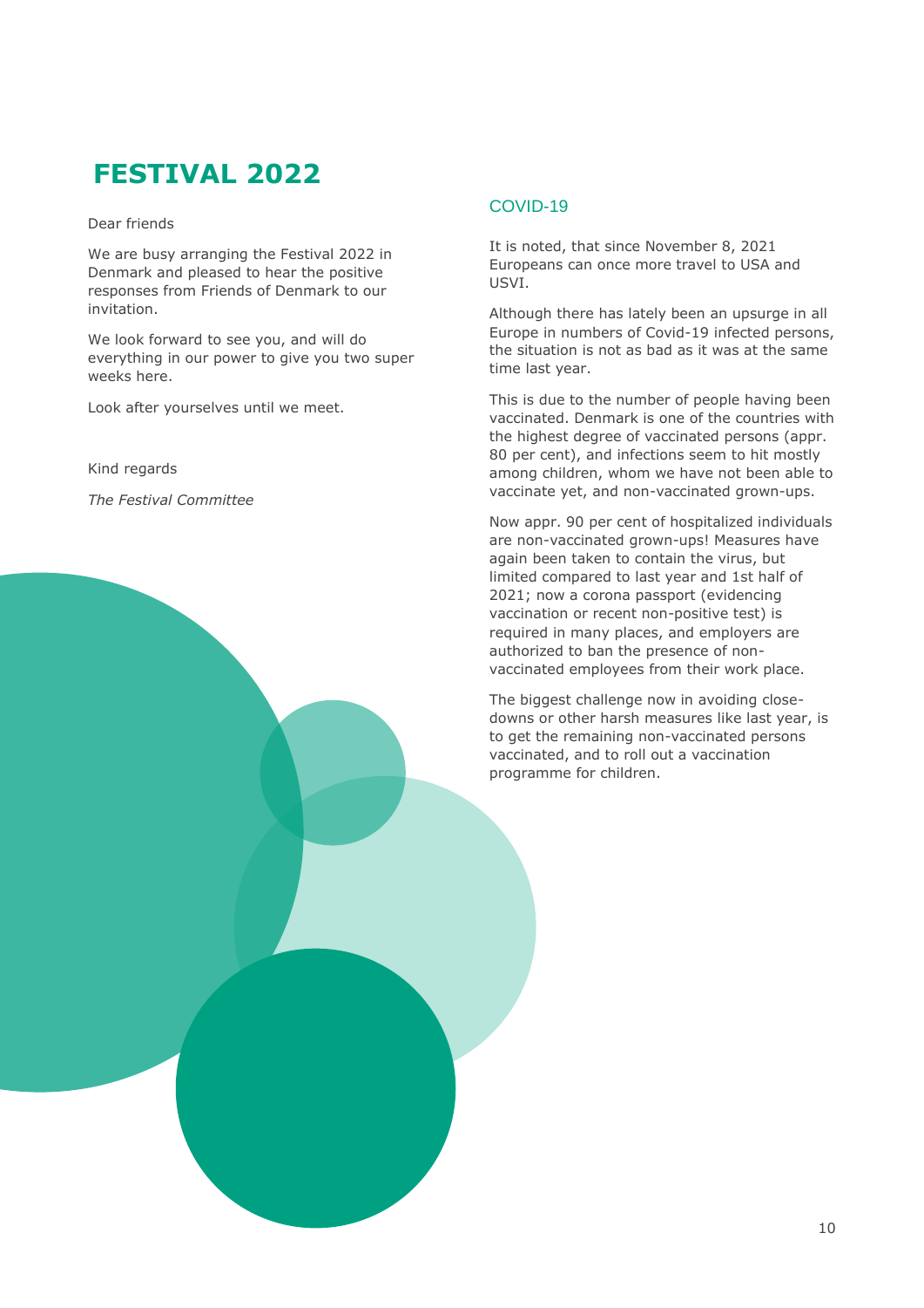# FESTIVAL 2022

Dear friends

We are busy arranging the Festival 2022 in Denmark and pleased to hear the positive responses from Friends of Denmark to our invitation.

We look forward to see you, and will do everything in our power to give you two super weeks here.

Look after yourselves until we meet.

Kind regards

*The Festival Committee*

## COVID-19

It is noted, that since November 8, 2021 Europeans can once more travel to USA and USVI.

Although there has lately been an upsurge in all Europe in numbers of Covid-19 infected persons, the situation is not as bad as it was at the same time last year.

This is due to the number of people having been vaccinated. Denmark is one of the countries with the highest degree of vaccinated persons (appr. 80 per cent), and infections seem to hit mostly among children, whom we have not been able to vaccinate yet, and non-vaccinated grown-ups.

Now appr. 90 per cent of hospitalized individuals are non-vaccinated grown-ups! Measures have again been taken to contain the virus, but limited compared to last year and 1st half of 2021; now a corona passport (evidencing vaccination or recent non-positive test) is required in many places, and employers are authorized to ban the presence of non-vaccinated employees from their work place.

The biggest challenge now in avoiding close-downs or other harsh measures like last year, is to get the remaining non-vaccinated persons vaccinated, and to roll out a vaccination programme for children.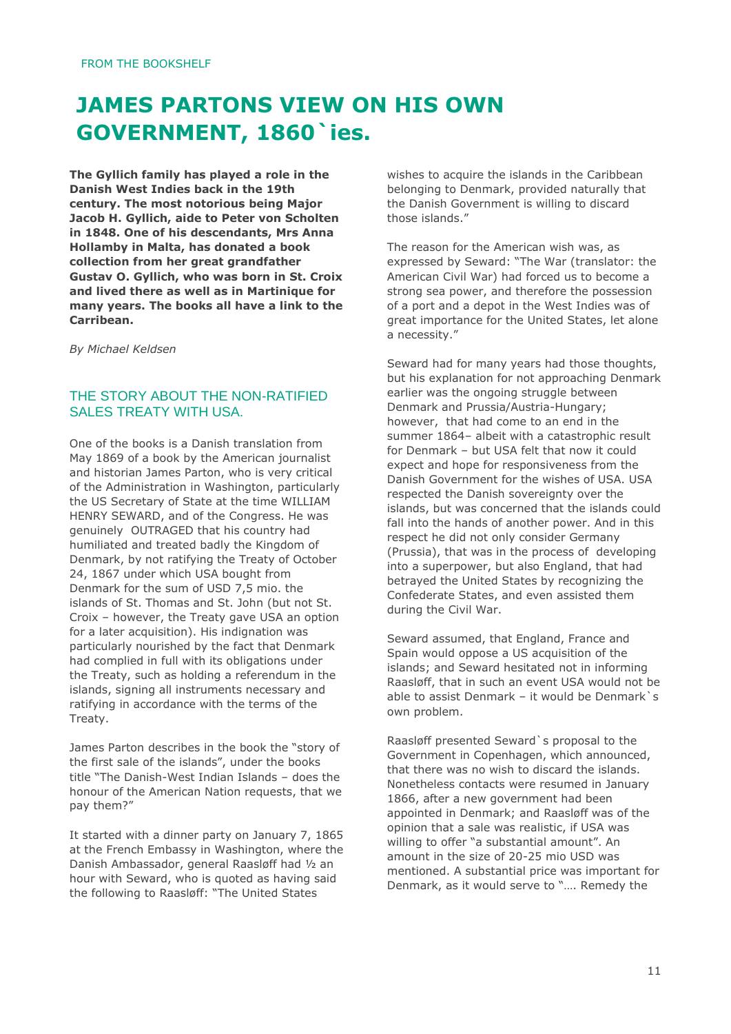FROM THE BOOKSHELF

# JAMES PARTONS VIEW ON HIS OWN GOVERNMENT, 1860`ies.

**The Gyllich family has played a role in the Danish West Indies back in the 19th century. The most notorious being Major Jacob H. Gyllich, aide to Peter von Scholten in 1848. One of his descendants, Mrs Anna Hollamby in Malta, has donated a book collection from her great grandfather Gustav O. Gyllich, who was born in St. Croix and lived there as well as in Martinique for many years. The books all have a link to the Carribean.**

*By Michael Keldsen*

## THE STORY ABOUT THE NON-RATIFIED SALES TREATY WITH USA.

One of the books is a Danish translation from May 1869 of a book by the American journalist and historian James Parton, who is very critical of the Administration in Washington, particularly the US Secretary of State at the time WILLIAM HENRY SEWARD, and of the Congress. He was genuinely OUTRAGED that his country had humiliated and treated badly the Kingdom of Denmark, by not ratifying the Treaty of October 24, 1867 under which USA bought from Denmark for the sum of USD 7,5 mio. the islands of St. Thomas and St. John (but not St. Croix – however, the Treaty gave USA an option for a later acquisition). His indignation was particularly nourished by the fact that Denmark had complied in full with its obligations under the Treaty, such as holding a referendum in the islands, signing all instruments necessary and ratifying in accordance with the terms of the Treaty.

James Parton describes in the book the "story of the first sale of the islands", under the books title "The Danish-West Indian Islands – does the honour of the American Nation requests, that we pay them?"

It started with a dinner party on January 7, 1865 at the French Embassy in Washington, where the Danish Ambassador, general Raasløff had ½ an hour with Seward, who is quoted as having said the following to Raasløff: "The United States wishes to acquire the islands in the Caribbean belonging to Denmark, provided naturally that the Danish Government is willing to discard those islands."

The reason for the American wish was, as expressed by Seward: "The War (translator: the American Civil War) had forced us to become a strong sea power, and therefore the possession of a port and a depot in the West Indies was of great importance for the United States, let alone a necessity."

Seward had for many years had those thoughts, but his explanation for not approaching Denmark earlier was the ongoing struggle between Denmark and Prussia/Austria-Hungary; however, that had come to an end in the summer 1864– albeit with a catastrophic result for Denmark – but USA felt that now it could expect and hope for responsiveness from the Danish Government for the wishes of USA. USA respected the Danish sovereignty over the islands, but was concerned that the islands could fall into the hands of another power. And in this respect he did not only consider Germany (Prussia), that was in the process of developing into a superpower, but also England, that had betrayed the United States by recognizing the Confederate States, and even assisted them during the Civil War.

Seward assumed, that England, France and Spain would oppose a US acquisition of the islands; and Seward hesitated not in informing Raasløff, that in such an event USA would not be able to assist Denmark – it would be Denmark`s own problem.

Raasløff presented Seward`s proposal to the Government in Copenhagen, which announced, that there was no wish to discard the islands. Nonetheless contacts were resumed in January 1866, after a new government had been appointed in Denmark; and Raasløff was of the opinion that a sale was realistic, if USA was willing to offer "a substantial amount". An amount in the size of 20-25 mio USD was mentioned. A substantial price was important for Denmark, as it would serve to "…. Remedy the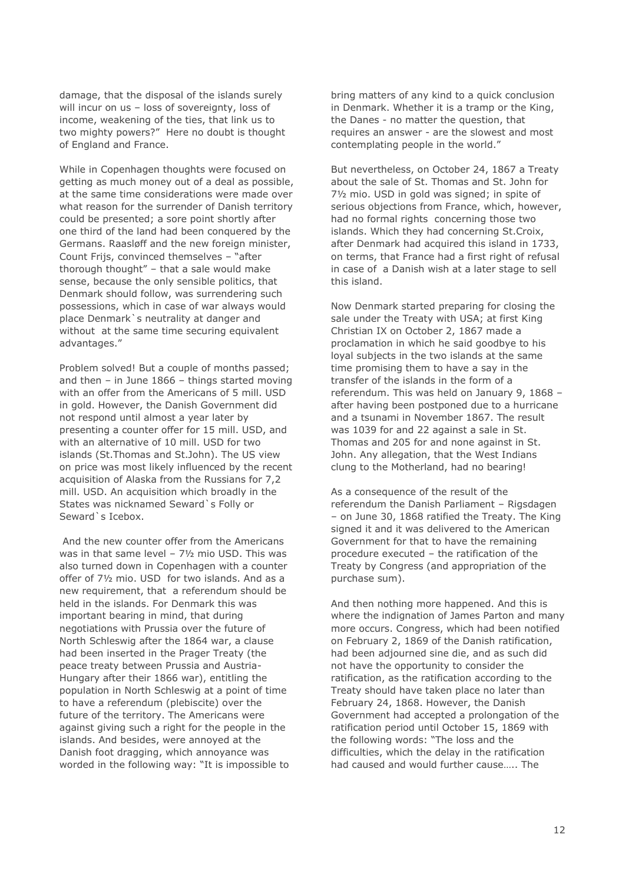damage, that the disposal of the islands surely will incur on us – loss of sovereignty, loss of income, weakening of the ties, that link us to two mighty powers?" Here no doubt is thought of England and France.

While in Copenhagen thoughts were focused on getting as much money out of a deal as possible, at the same time considerations were made over what reason for the surrender of Danish territory could be presented; a sore point shortly after one third of the land had been conquered by the Germans. Raasløff and the new foreign minister, Count Frijs, convinced themselves – "after thorough thought" – that a sale would make sense, because the only sensible politics, that Denmark should follow, was surrendering such possessions, which in case of war always would place Denmark`s neutrality at danger and without at the same time securing equivalent advantages."

Problem solved! But a couple of months passed; and then – in June 1866 – things started moving with an offer from the Americans of 5 mill. USD in gold. However, the Danish Government did not respond until almost a year later by presenting a counter offer for 15 mill. USD, and with an alternative of 10 mill. USD for two islands (St.Thomas and St.John). The US view on price was most likely influenced by the recent acquisition of Alaska from the Russians for 7,2 mill. USD. An acquisition which broadly in the States was nicknamed Seward`s Folly or Seward`s Icebox.

And the new counter offer from the Americans was in that same level – 7½ mio USD. This was also turned down in Copenhagen with a counter offer of 7½ mio. USD for two islands. And as a new requirement, that a referendum should be held in the islands. For Denmark this was important bearing in mind, that during negotiations with Prussia over the future of North Schleswig after the 1864 war, a clause had been inserted in the Prager Treaty (the peace treaty between Prussia and Austria-Hungary after their 1866 war), entitling the population in North Schleswig at a point of time to have a referendum (plebiscite) over the future of the territory. The Americans were against giving such a right for the people in the islands. And besides, were annoyed at the Danish foot dragging, which annoyance was worded in the following way: "It is impossible to bring matters of any kind to a quick conclusion in Denmark. Whether it is a tramp or the King, the Danes - no matter the question, that requires an answer - are the slowest and most contemplating people in the world."

But nevertheless, on October 24, 1867 a Treaty about the sale of St. Thomas and St. John for 7½ mio. USD in gold was signed; in spite of serious objections from France, which, however, had no formal rights concerning those two islands. Which they had concerning St.Croix, after Denmark had acquired this island in 1733, on terms, that France had a first right of refusal in case of a Danish wish at a later stage to sell this island.

Now Denmark started preparing for closing the sale under the Treaty with USA; at first King Christian IX on October 2, 1867 made a proclamation in which he said goodbye to his loyal subjects in the two islands at the same time promising them to have a say in the transfer of the islands in the form of a referendum. This was held on January 9, 1868 – after having been postponed due to a hurricane and a tsunami in November 1867. The result was 1039 for and 22 against a sale in St. Thomas and 205 for and none against in St. John. Any allegation, that the West Indians clung to the Motherland, had no bearing!

As a consequence of the result of the referendum the Danish Parliament – Rigsdagen – on June 30, 1868 ratified the Treaty. The King signed it and it was delivered to the American Government for that to have the remaining procedure executed – the ratification of the Treaty by Congress (and appropriation of the purchase sum).

And then nothing more happened. And this is where the indignation of James Parton and many more occurs. Congress, which had been notified on February 2, 1869 of the Danish ratification, had been adjourned sine die, and as such did not have the opportunity to consider the ratification, as the ratification according to the Treaty should have taken place no later than February 24, 1868. However, the Danish Government had accepted a prolongation of the ratification period until October 15, 1869 with the following words: "The loss and the difficulties, which the delay in the ratification had caused and would further cause….. The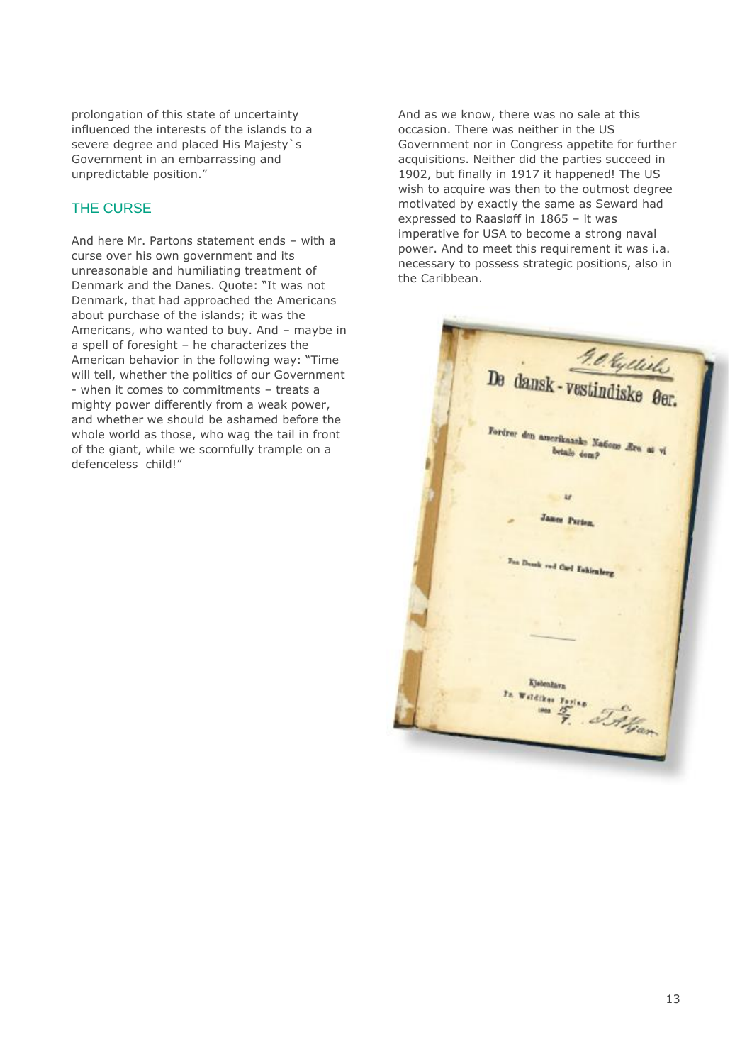prolongation of this state of uncertainty influenced the interests of the islands to a severe degree and placed His Majesty`s Government in an embarrassing and unpredictable position."

## THE CURSE

And here Mr. Partons statement ends – with a curse over his own government and its unreasonable and humiliating treatment of Denmark and the Danes. Quote: "It was not Denmark, that had approached the Americans about purchase of the islands; it was the Americans, who wanted to buy. And – maybe in a spell of foresight – he characterizes the American behavior in the following way: "Time will tell, whether the politics of our Government - when it comes to commitments – treats a mighty power differently from a weak power, and whether we should be ashamed before the whole world as those, who wag the tail in front of the giant, while we scornfully trample on a defenceless child!"

And as we know, there was no sale at this occasion. There was neither in the US Government nor in Congress appetite for further acquisitions. Neither did the parties succeed in 1902, but finally in 1917 it happened! The US wish to acquire was then to the outmost degree motivated by exactly the same as Seward had expressed to Raasløff in 1865 – it was imperative for USA to become a strong naval power. And to meet this requirement it was i.a. necessary to possess strategic positions, also in the Caribbean.